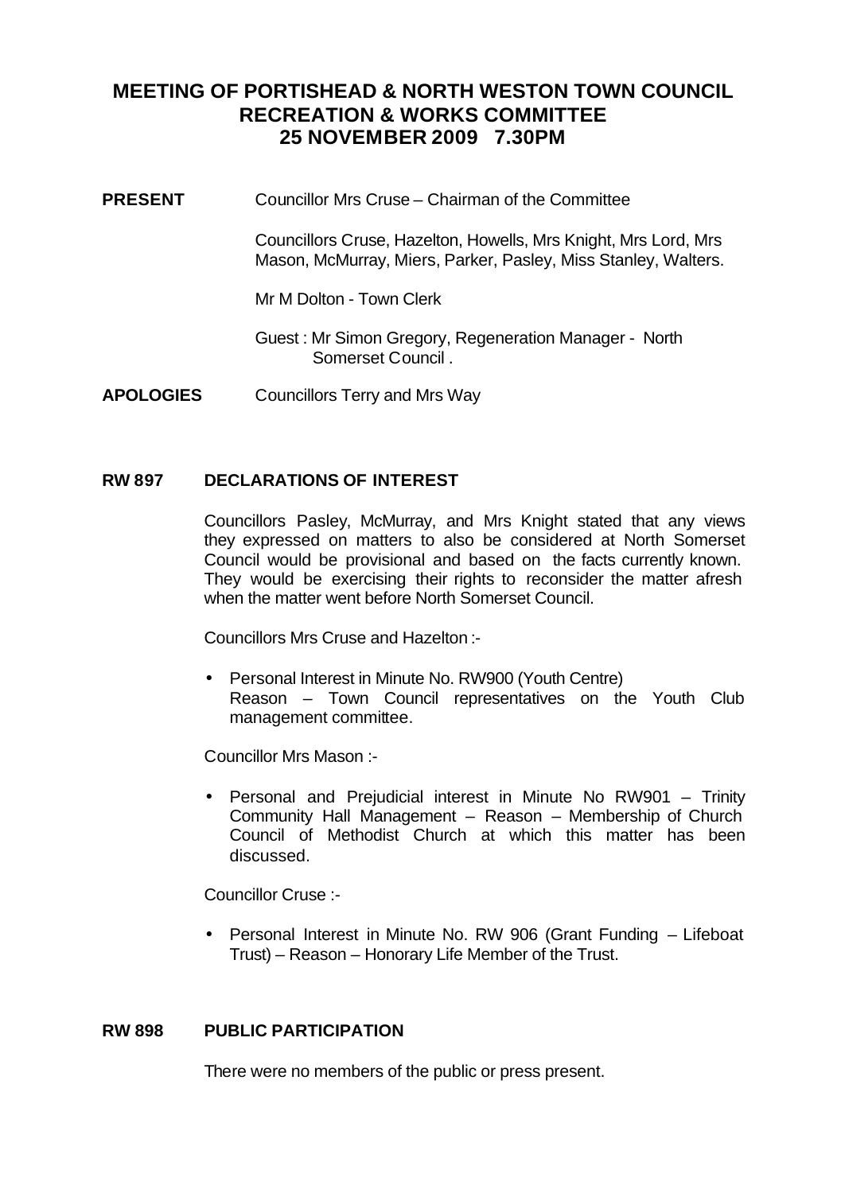# MEETING OF PORTISHEAD & NORTH WESTON TOWN COUNCIL RECREATION & WORKS COMMITTEE 25 NOVEMBER 2009 7.30PM

**PRESENT** Councillor Mrs Cruse – Chairman of the Committee

Councillors Cruse, Hazelton, Howells, Mrs Knight, Mrs Lord, Mrs Mason, McMurray, Miers, Parker, Pasley, Miss Stanley, Walters.

Mr M Dolton - Town Clerk

Guest : Mr Simon Gregory, Regeneration Manager - North Somerset Council .

**APOLOGIES** Councillors Terry and Mrs Way

## RW 897 DECLARATIONS OF INTEREST

Councillors Pasley, McMurray, and Mrs Knight stated that any views they expressed on matters to also be considered at North Somerset Council would be provisional and based on the facts currently known. They would be exercising their rights to reconsider the matter afresh when the matter went before North Somerset Council.

Councillors Mrs Cruse and Hazelton :-

- Personal Interest in Minute No. RW900 (Youth Centre) Reason – Town Council representatives on the Youth Club management committee.

Councillor Mrs Mason :-

- Personal and Prejudicial interest in Minute No RW901 – Trinity Community Hall Management – Reason – Membership of Church Council of Methodist Church at which this matter has been discussed.

Councillor Cruse :-

- Personal Interest in Minute No. RW 906 (Grant Funding – Lifeboat Trust) – Reason – Honorary Life Member of the Trust.

## RW 898 PUBLIC PARTICIPATION

There were no members of the public or press present.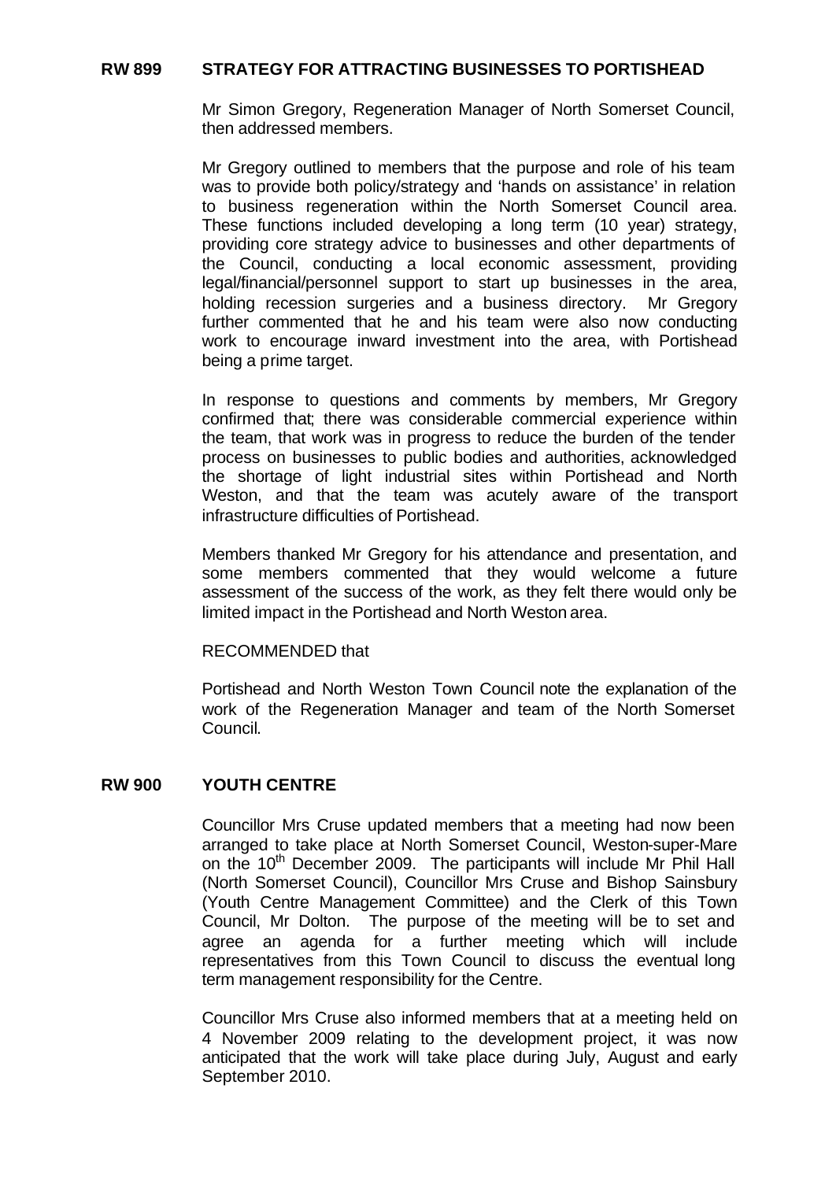## RW 899 STRATEGY FOR ATTRACTING BUSINESSES TO PORTISHEAD

Mr Simon Gregory, Regeneration Manager of North Somerset Council, then addressed members.

Mr Gregory outlined to members that the purpose and role of his team was to provide both policy/strategy and 'hands on assistance' in relation to business regeneration within the North Somerset Council area. These functions included developing a long term (10 year) strategy, providing core strategy advice to businesses and other departments of the Council, conducting a local economic assessment, providing legal/financial/personnel support to start up businesses in the area, holding recession surgeries and a business directory. Mr Gregory further commented that he and his team were also now conducting work to encourage inward investment into the area, with Portishead being a prime target.

In response to questions and comments by members, Mr Gregory confirmed that; there was considerable commercial experience within the team, that work was in progress to reduce the burden of the tender process on businesses to public bodies and authorities, acknowledged the shortage of light industrial sites within Portishead and North Weston, and that the team was acutely aware of the transport infrastructure difficulties of Portishead.

Members thanked Mr Gregory for his attendance and presentation, and some members commented that they would welcome a future assessment of the success of the work, as they felt there would only be limited impact in the Portishead and North Weston area.

RECOMMENDED that

Portishead and North Weston Town Council note the explanation of the work of the Regeneration Manager and team of the North Somerset Council.

## RW 900 YOUTH CENTRE

Councillor Mrs Cruse updated members that a meeting had now been arranged to take place at North Somerset Council, Weston-super-Mare on the 10th December 2009. The participants will include Mr Phil Hall (North Somerset Council), Councillor Mrs Cruse and Bishop Sainsbury (Youth Centre Management Committee) and the Clerk of this Town Council, Mr Dolton. The purpose of the meeting will be to set and agree an agenda for a further meeting which will include representatives from this Town Council to discuss the eventual long term management responsibility for the Centre.

Councillor Mrs Cruse also informed members that at a meeting held on 4 November 2009 relating to the development project, it was now anticipated that the work will take place during July, August and early September 2010.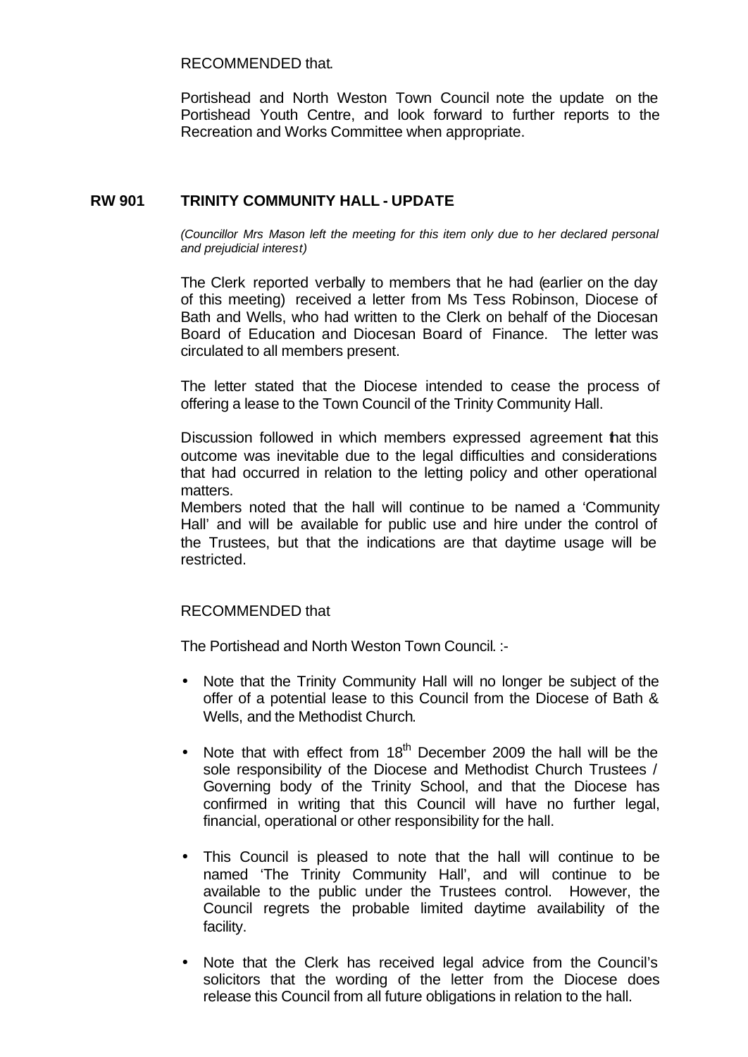RECOMMENDED that.

Portishead and North Weston Town Council note the update on the Portishead Youth Centre, and look forward to further reports to the Recreation and Works Committee when appropriate.

## RW 901 TRINITY COMMUNITY HALL - UPDATE

*(Councillor Mrs Mason left the meeting for this item only due to her declared personal and prejudicial interest)*

The Clerk reported verbally to members that he had (earlier on the day of this meeting) received a letter from Ms Tess Robinson, Diocese of Bath and Wells, who had written to the Clerk on behalf of the Diocesan Board of Education and Diocesan Board of Finance. The letter was circulated to all members present.

The letter stated that the Diocese intended to cease the process of offering a lease to the Town Council of the Trinity Community Hall.

Discussion followed in which members expressed agreement that this outcome was inevitable due to the legal difficulties and considerations that had occurred in relation to the letting policy and other operational matters.
Members noted that the hall will continue to be named a 'Community Hall' and will be available for public use and hire under the control of the Trustees, but that the indications are that daytime usage will be restricted.

RECOMMENDED that

The Portishead and North Weston Town Council. :-

- Note that the Trinity Community Hall will no longer be subject of the offer of a potential lease to this Council from the Diocese of Bath & Wells, and the Methodist Church.
- Note that with effect from 18th December 2009 the hall will be the sole responsibility of the Diocese and Methodist Church Trustees / Governing body of the Trinity School, and that the Diocese has confirmed in writing that this Council will have no further legal, financial, operational or other responsibility for the hall.
- This Council is pleased to note that the hall will continue to be named 'The Trinity Community Hall', and will continue to be available to the public under the Trustees control. However, the Council regrets the probable limited daytime availability of the facility.
- Note that the Clerk has received legal advice from the Council's solicitors that the wording of the letter from the Diocese does release this Council from all future obligations in relation to the hall.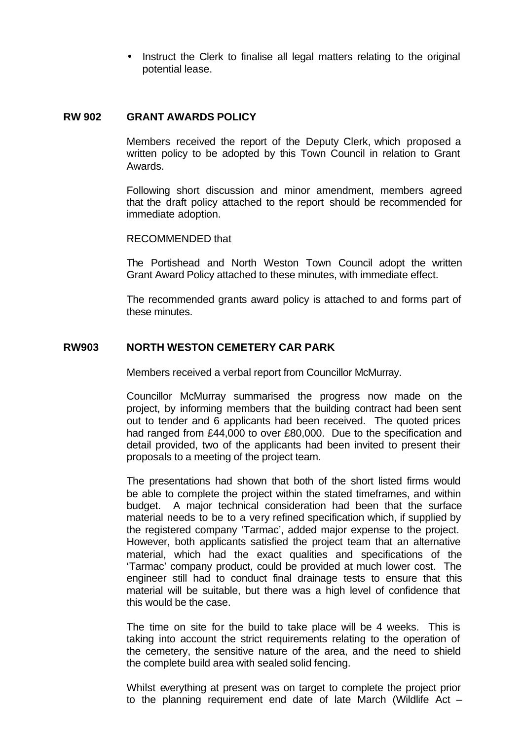- Instruct the Clerk to finalise all legal matters relating to the original potential lease.

## RW 902 GRANT AWARDS POLICY

Members received the report of the Deputy Clerk, which proposed a written policy to be adopted by this Town Council in relation to Grant Awards.

Following short discussion and minor amendment, members agreed that the draft policy attached to the report should be recommended for immediate adoption.

RECOMMENDED that

The Portishead and North Weston Town Council adopt the written Grant Award Policy attached to these minutes, with immediate effect.

The recommended grants award policy is attached to and forms part of these minutes.

## RW903 NORTH WESTON CEMETERY CAR PARK

Members received a verbal report from Councillor McMurray.

Councillor McMurray summarised the progress now made on the project, by informing members that the building contract had been sent out to tender and 6 applicants had been received. The quoted prices had ranged from £44,000 to over £80,000. Due to the specification and detail provided, two of the applicants had been invited to present their proposals to a meeting of the project team.

The presentations had shown that both of the short listed firms would be able to complete the project within the stated timeframes, and within budget. A major technical consideration had been that the surface material needs to be to a very refined specification which, if supplied by the registered company 'Tarmac', added major expense to the project. However, both applicants satisfied the project team that an alternative material, which had the exact qualities and specifications of the 'Tarmac' company product, could be provided at much lower cost. The engineer still had to conduct final drainage tests to ensure that this material will be suitable, but there was a high level of confidence that this would be the case.

The time on site for the build to take place will be 4 weeks. This is taking into account the strict requirements relating to the operation of the cemetery, the sensitive nature of the area, and the need to shield the complete build area with sealed solid fencing.

Whilst everything at present was on target to complete the project prior to the planning requirement end date of late March (Wildlife Act –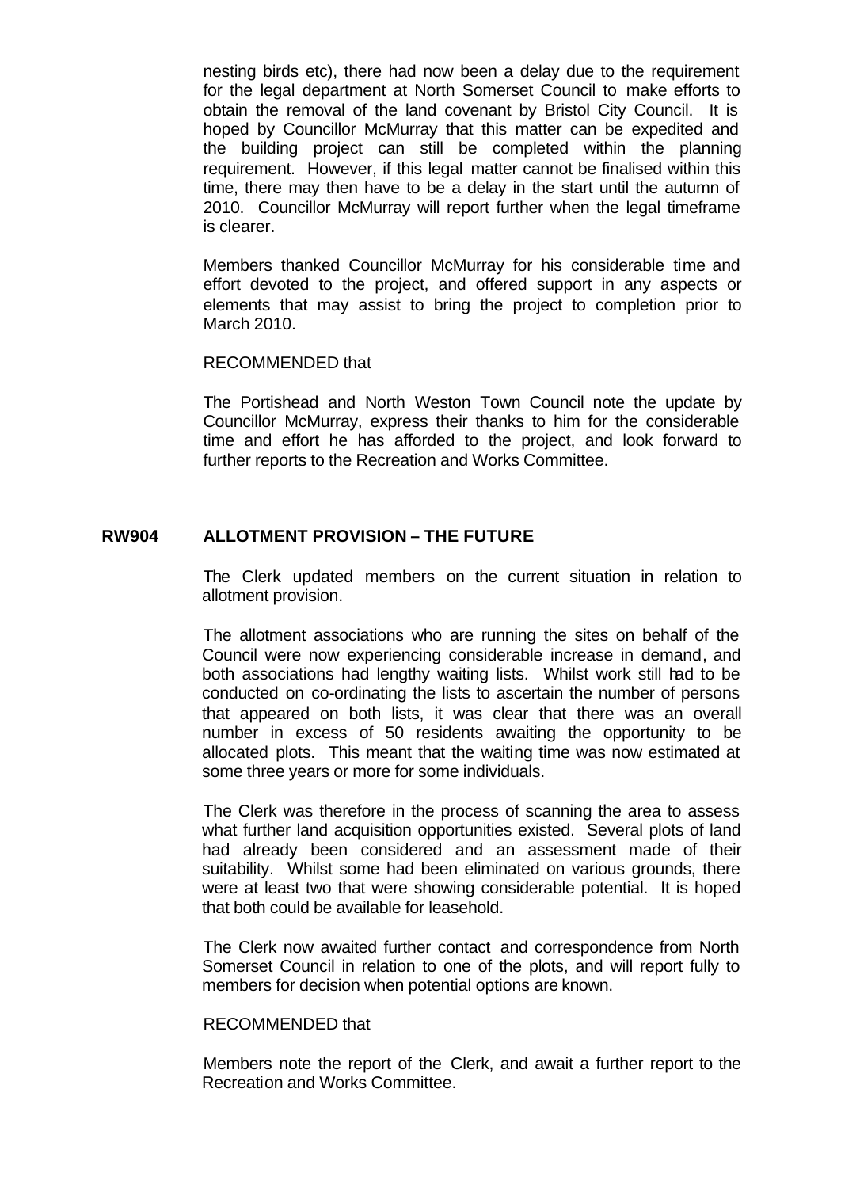nesting birds etc), there had now been a delay due to the requirement for the legal department at North Somerset Council to make efforts to obtain the removal of the land covenant by Bristol City Council. It is hoped by Councillor McMurray that this matter can be expedited and the building project can still be completed within the planning requirement. However, if this legal matter cannot be finalised within this time, there may then have to be a delay in the start until the autumn of 2010. Councillor McMurray will report further when the legal timeframe is clearer.

Members thanked Councillor McMurray for his considerable time and effort devoted to the project, and offered support in any aspects or elements that may assist to bring the project to completion prior to March 2010.

RECOMMENDED that

The Portishead and North Weston Town Council note the update by Councillor McMurray, express their thanks to him for the considerable time and effort he has afforded to the project, and look forward to further reports to the Recreation and Works Committee.

## RW904 ALLOTMENT PROVISION – THE FUTURE

The Clerk updated members on the current situation in relation to allotment provision.

The allotment associations who are running the sites on behalf of the Council were now experiencing considerable increase in demand, and both associations had lengthy waiting lists. Whilst work still had to be conducted on co-ordinating the lists to ascertain the number of persons that appeared on both lists, it was clear that there was an overall number in excess of 50 residents awaiting the opportunity to be allocated plots. This meant that the waiting time was now estimated at some three years or more for some individuals.

The Clerk was therefore in the process of scanning the area to assess what further land acquisition opportunities existed. Several plots of land had already been considered and an assessment made of their suitability. Whilst some had been eliminated on various grounds, there were at least two that were showing considerable potential. It is hoped that both could be available for leasehold.

The Clerk now awaited further contact and correspondence from North Somerset Council in relation to one of the plots, and will report fully to members for decision when potential options are known.

RECOMMENDED that

Members note the report of the Clerk, and await a further report to the Recreation and Works Committee.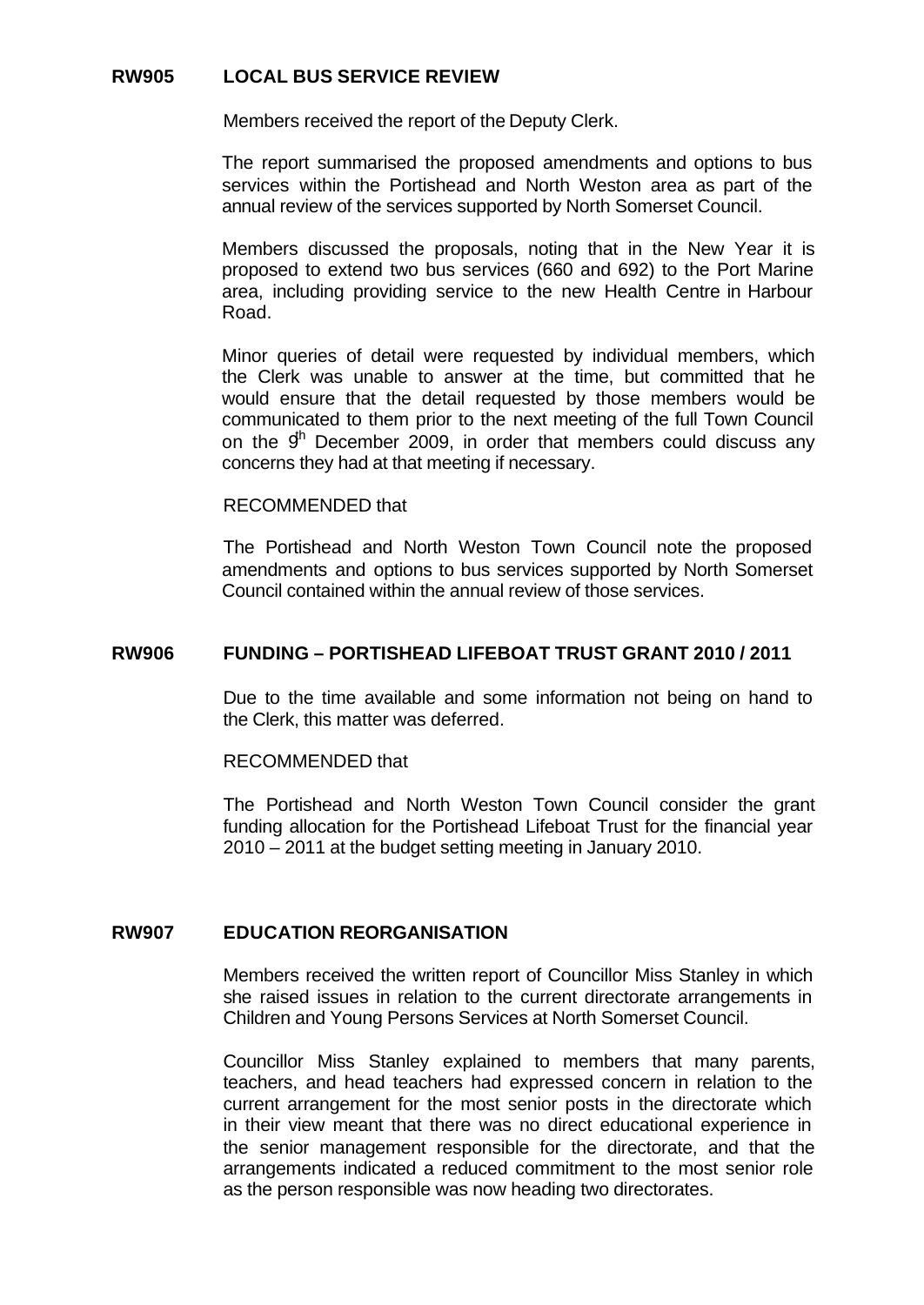## RW905 LOCAL BUS SERVICE REVIEW

Members received the report of the Deputy Clerk.

The report summarised the proposed amendments and options to bus services within the Portishead and North Weston area as part of the annual review of the services supported by North Somerset Council.

Members discussed the proposals, noting that in the New Year it is proposed to extend two bus services (660 and 692) to the Port Marine area, including providing service to the new Health Centre in Harbour Road.

Minor queries of detail were requested by individual members, which the Clerk was unable to answer at the time, but committed that he would ensure that the detail requested by those members would be communicated to them prior to the next meeting of the full Town Council on the 9th December 2009, in order that members could discuss any concerns they had at that meeting if necessary.

RECOMMENDED that

The Portishead and North Weston Town Council note the proposed amendments and options to bus services supported by North Somerset Council contained within the annual review of those services.

## RW906 FUNDING – PORTISHEAD LIFEBOAT TRUST GRANT 2010 / 2011

Due to the time available and some information not being on hand to the Clerk, this matter was deferred.

RECOMMENDED that

The Portishead and North Weston Town Council consider the grant funding allocation for the Portishead Lifeboat Trust for the financial year 2010 – 2011 at the budget setting meeting in January 2010.

## RW907 EDUCATION REORGANISATION

Members received the written report of Councillor Miss Stanley in which she raised issues in relation to the current directorate arrangements in Children and Young Persons Services at North Somerset Council.

Councillor Miss Stanley explained to members that many parents, teachers, and head teachers had expressed concern in relation to the current arrangement for the most senior posts in the directorate which in their view meant that there was no direct educational experience in the senior management responsible for the directorate, and that the arrangements indicated a reduced commitment to the most senior role as the person responsible was now heading two directorates.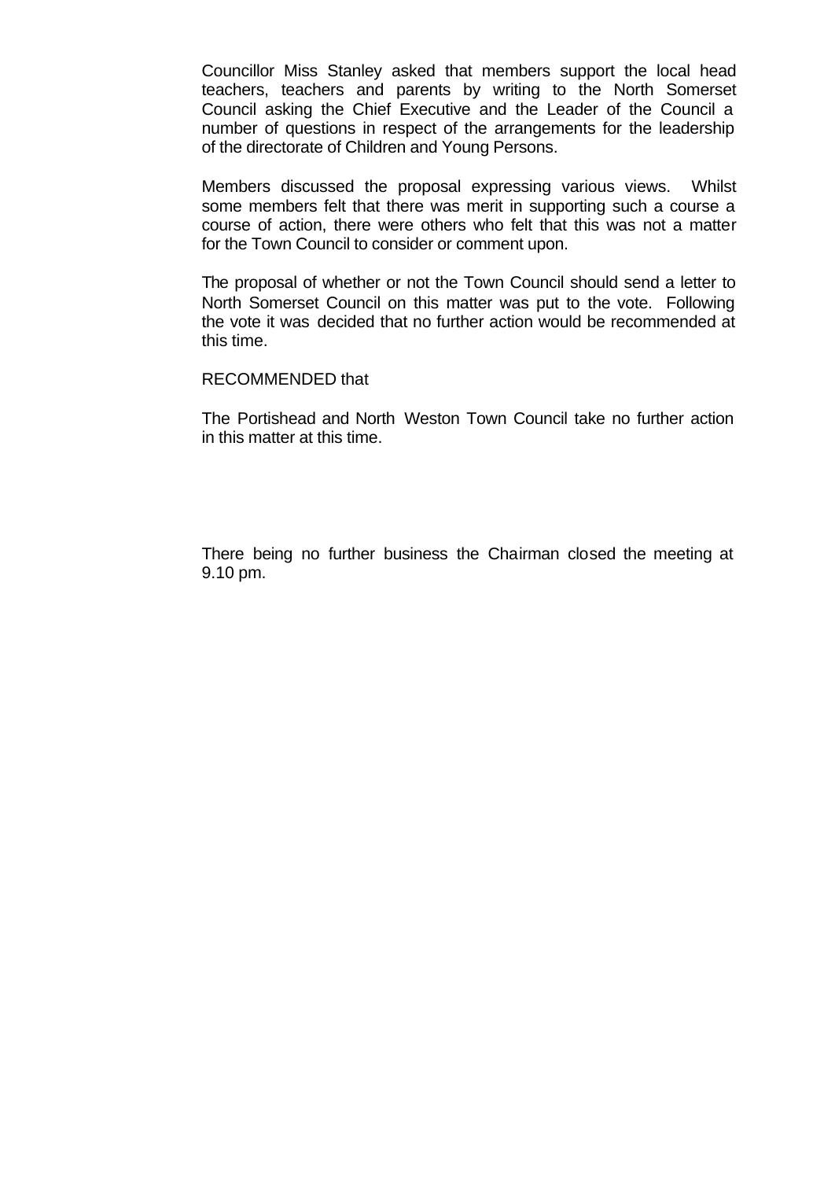Councillor Miss Stanley asked that members support the local head teachers, teachers and parents by writing to the North Somerset Council asking the Chief Executive and the Leader of the Council a number of questions in respect of the arrangements for the leadership of the directorate of Children and Young Persons.

Members discussed the proposal expressing various views. Whilst some members felt that there was merit in supporting such a course a course of action, there were others who felt that this was not a matter for the Town Council to consider or comment upon.

The proposal of whether or not the Town Council should send a letter to North Somerset Council on this matter was put to the vote. Following the vote it was decided that no further action would be recommended at this time.

RECOMMENDED that

The Portishead and North Weston Town Council take no further action in this matter at this time.

There being no further business the Chairman closed the meeting at 9.10 pm.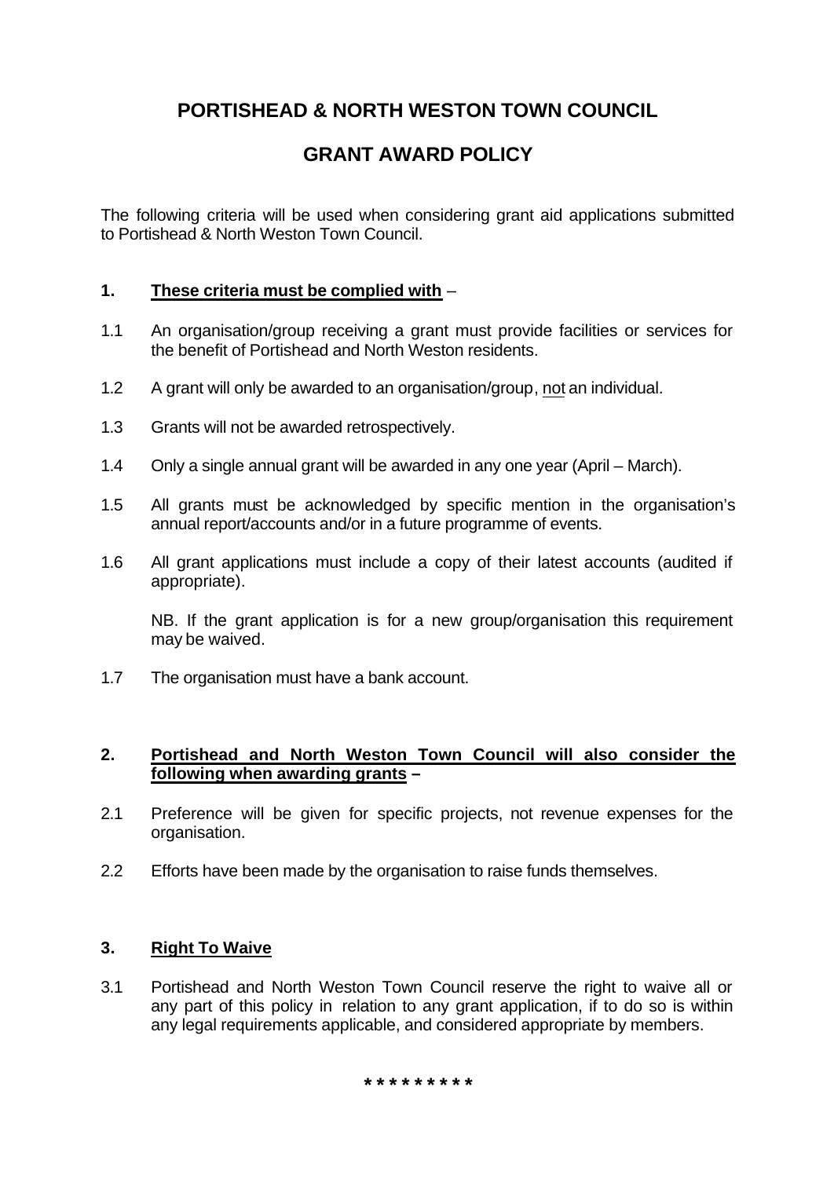# PORTISHEAD & NORTH WESTON TOWN COUNCIL

## GRANT AWARD POLICY

The following criteria will be used when considering grant aid applications submitted to Portishead & North Weston Town Council.

### 1. These criteria must be complied with –

1.1 An organisation/group receiving a grant must provide facilities or services for the benefit of Portishead and North Weston residents.

1.2 A grant will only be awarded to an organisation/group, not an individual.

1.3 Grants will not be awarded retrospectively.

1.4 Only a single annual grant will be awarded in any one year (April – March).

1.5 All grants must be acknowledged by specific mention in the organisation's annual report/accounts and/or in a future programme of events.

1.6 All grant applications must include a copy of their latest accounts (audited if appropriate).

NB. If the grant application is for a new group/organisation this requirement may be waived.

1.7 The organisation must have a bank account.

### 2. Portishead and North Weston Town Council will also consider the following when awarding grants –

2.1 Preference will be given for specific projects, not revenue expenses for the organisation.

2.2 Efforts have been made by the organisation to raise funds themselves.

### 3. Right To Waive

3.1 Portishead and North Weston Town Council reserve the right to waive all or any part of this policy in relation to any grant application, if to do so is within any legal requirements applicable, and considered appropriate by members.

\* \* \* \* \* \* \* \* \*